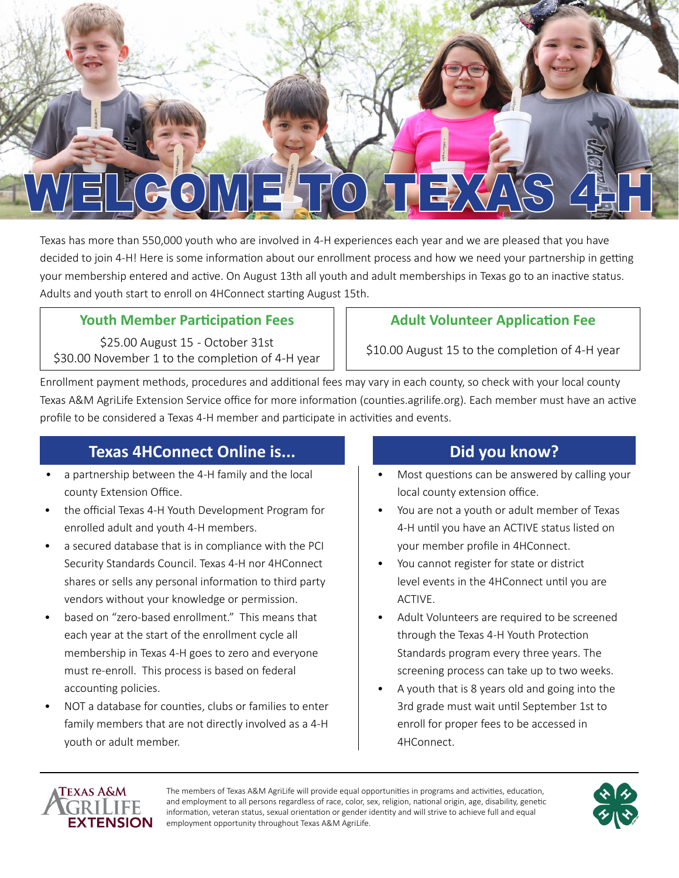# WELCOME TO TEXAS 4-H

Texas has more than 550,000 youth who are involved in 4-H experiences each year and we are pleased that you have decided to join 4-H! Here is some information about our enrollment process and how we need your partnership in getting your membership entered and active. On August 13th all youth and adult memberships in Texas go to an inactive status. Adults and youth start to enroll on 4HConnect starting August 15th.

### Youth Member Participation Fees

$25.00 August 15 - October 31st
$30.00 November 1 to the completion of 4-H year

### Adult Volunteer Application Fee

$10.00 August 15 to the completion of 4-H year

Enrollment payment methods, procedures and additional fees may vary in each county, so check with your local county Texas A&M AgriLife Extension Service office for more information (counties.agrilife.org). Each member must have an active profile to be considered a Texas 4-H member and participate in activities and events.

## Texas 4HConnect Online is...

- a partnership between the 4-H family and the local county Extension Office.
- the official Texas 4-H Youth Development Program for enrolled adult and youth 4-H members.
- a secured database that is in compliance with the PCI Security Standards Council. Texas 4-H nor 4HConnect shares or sells any personal information to third party vendors without your knowledge or permission.
- based on "zero-based enrollment." This means that each year at the start of the enrollment cycle all membership in Texas 4-H goes to zero and everyone must re-enroll. This process is based on federal accounting policies.
- NOT a database for counties, clubs or families to enter family members that are not directly involved as a 4-H youth or adult member.

## Did you know?

- Most questions can be answered by calling your local county extension office.
- You are not a youth or adult member of Texas 4-H until you have an ACTIVE status listed on your member profile in 4HConnect.
- You cannot register for state or district level events in the 4HConnect until you are ACTIVE.
- Adult Volunteers are required to be screened through the Texas 4-H Youth Protection Standards program every three years. The screening process can take up to two weeks.
- A youth that is 8 years old and going into the 3rd grade must wait until September 1st to enroll for proper fees to be accessed in 4HConnect.

Texas A&M AgriLife Extension

The members of Texas A&M AgriLife will provide equal opportunities in programs and activities, education, and employment to all persons regardless of race, color, sex, religion, national origin, age, disability, genetic information, veteran status, sexual orientation or gender identity and will strive to achieve full and equal employment opportunity throughout Texas A&M AgriLife.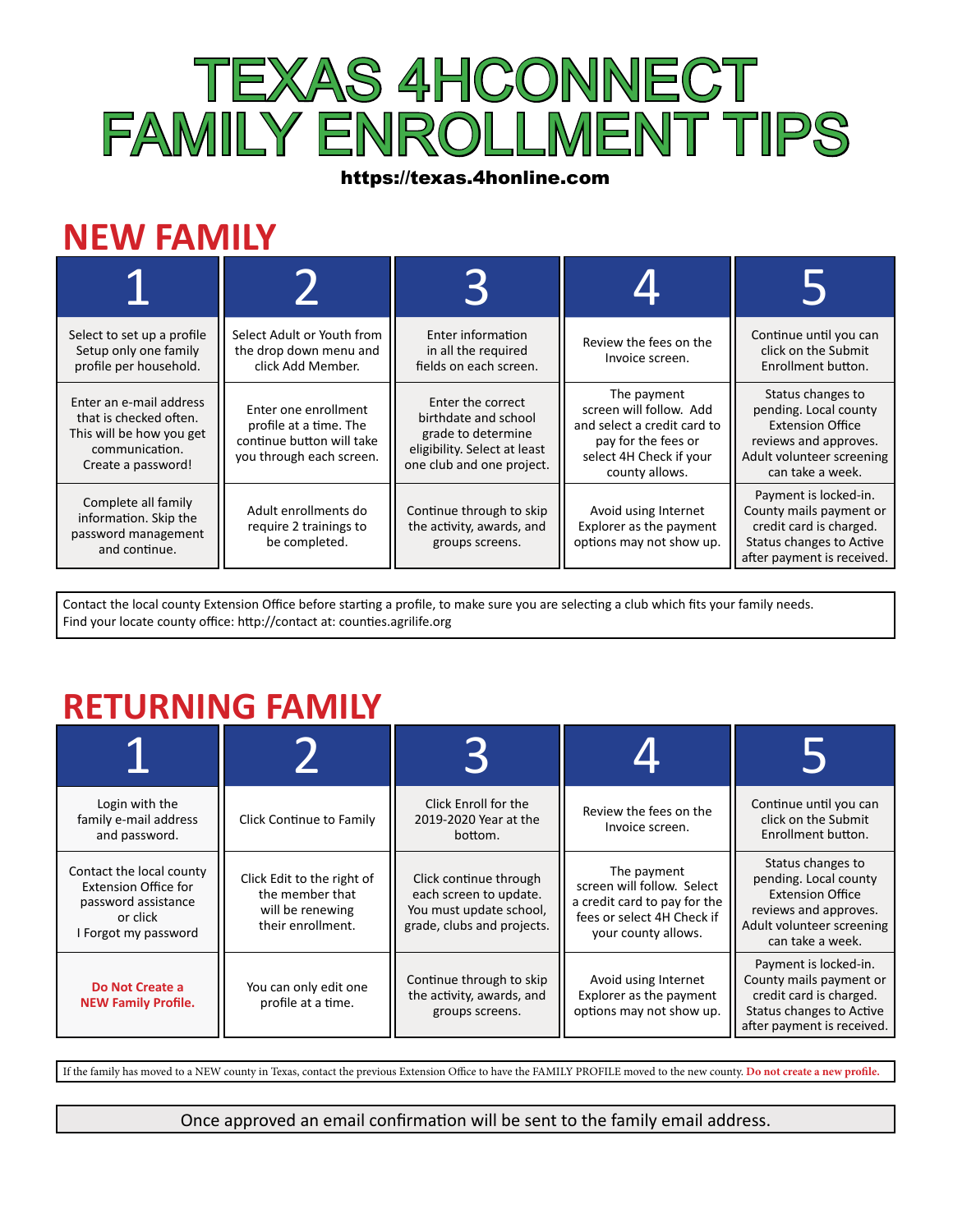# TEXAS 4HCONNECT FAMILY ENROLLMENT TIPS

**https://texas.4honline.com**

## NEW FAMILY

| 1 | 2 | 3 | 4 | 5 |
|---|---|---|---|---|
| Select to set up a profile Setup only one family profile per household. | Select Adult or Youth from the drop down menu and click Add Member. | Enter information in all the required fields on each screen. | Review the fees on the Invoice screen. | Continue until you can click on the Submit Enrollment button. |
| Enter an e-mail address that is checked often. This will be how you get communication. Create a password! | Enter one enrollment profile at a time. The continue button will take you through each screen. | Enter the correct birthdate and school grade to determine eligibility. Select at least one club and one project. | The payment screen will follow. Add and select a credit card to pay for the fees or select 4H Check if your county allows. | Status changes to pending. Local county Extension Office reviews and approves. Adult volunteer screening can take a week. |
| Complete all family information. Skip the password management and continue. | Adult enrollments do require 2 trainings to be completed. | Continue through to skip the activity, awards, and groups screens. | Avoid using Internet Explorer as the payment options may not show up. | Payment is locked-in. County mails payment or credit card is charged. Status changes to Active after payment is received. |

Contact the local county Extension Office before starting a profile, to make sure you are selecting a club which fits your family needs.
Find your locate county office: http://contact at: counties.agrilife.org

## RETURNING FAMILY

| 1 | 2 | 3 | 4 | 5 |
|---|---|---|---|---|
| Login with the family e-mail address and password. | Click Continue to Family | Click Enroll for the 2019-2020 Year at the bottom. | Review the fees on the Invoice screen. | Continue until you can click on the Submit Enrollment button. |
| Contact the local county Extension Office for password assistance or click I Forgot my password | Click Edit to the right of the member that will be renewing their enrollment. | Click continue through each screen to update. You must update school, grade, clubs and projects. | The payment screen will follow. Select a credit card to pay for the fees or select 4H Check if your county allows. | Status changes to pending. Local county Extension Office reviews and approves. Adult volunteer screening can take a week. |
| **Do Not Create a NEW Family Profile.** | You can only edit one profile at a time. | Continue through to skip the activity, awards, and groups screens. | Avoid using Internet Explorer as the payment options may not show up. | Payment is locked-in. County mails payment or credit card is charged. Status changes to Active after payment is received. |

If the family has moved to a NEW county in Texas, contact the previous Extension Office to have the FAMILY PROFILE moved to the new county. **Do not create a new profile.**

Once approved an email confirmation will be sent to the family email address.